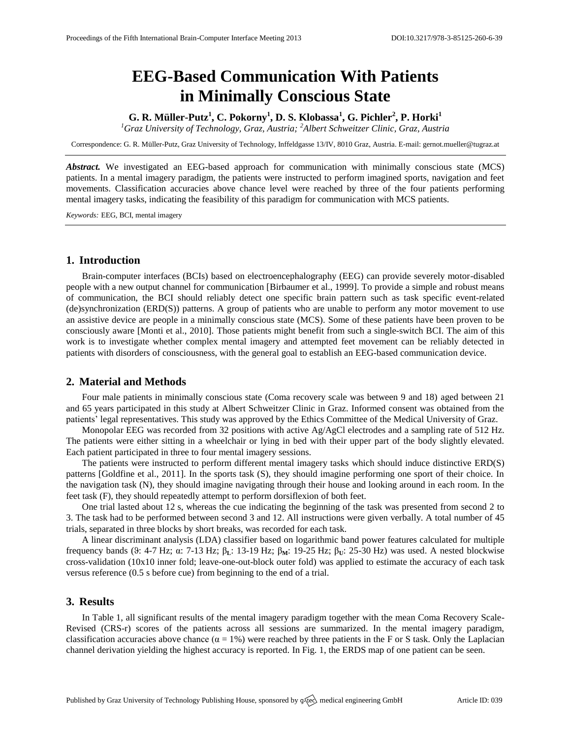# EEG-Based Communication With Patients in Minimally Conscious State

**G. R. Müller-Putz[1], C. Pokorny[1], D. S. Klobassa[1], G. Pichler[2], P. Horki[1]**

*[1]Graz University of Technology, Graz, Austria; [2]Albert Schweitzer Clinic, Graz, Austria*

Correspondence: G. R. Müller-Putz, Graz University of Technology, Inffeldgasse 13/IV, 8010 Graz, Austria. E-mail: gernot.mueller@tugraz.at

***Abstract.*** We investigated an EEG-based approach for communication with minimally conscious state (MCS) patients. In a mental imagery paradigm, the patients were instructed to perform imagined sports, navigation and feet movements. Classification accuracies above chance level were reached by three of the four patients performing mental imagery tasks, indicating the feasibility of this paradigm for communication with MCS patients.

*Keywords:* EEG, BCI, mental imagery

## 1. Introduction

Brain-computer interfaces (BCIs) based on electroencephalography (EEG) can provide severely motor-disabled people with a new output channel for communication [Birbaumer et al., 1999]. To provide a simple and robust means of communication, the BCI should reliably detect one specific brain pattern such as task specific event-related (de)synchronization (ERD(S)) patterns. A group of patients who are unable to perform any motor movement to use an assistive device are people in a minimally conscious state (MCS). Some of these patients have been proven to be consciously aware [Monti et al., 2010]. Those patients might benefit from such a single-switch BCI. The aim of this work is to investigate whether complex mental imagery and attempted feet movement can be reliably detected in patients with disorders of consciousness, with the general goal to establish an EEG-based communication device.

## 2. Material and Methods

Four male patients in minimally conscious state (Coma recovery scale was between 9 and 18) aged between 21 and 65 years participated in this study at Albert Schweitzer Clinic in Graz. Informed consent was obtained from the patients' legal representatives. This study was approved by the Ethics Committee of the Medical University of Graz.

Monopolar EEG was recorded from 32 positions with active Ag/AgCl electrodes and a sampling rate of 512 Hz. The patients were either sitting in a wheelchair or lying in bed with their upper part of the body slightly elevated. Each patient participated in three to four mental imagery sessions.

The patients were instructed to perform different mental imagery tasks which should induce distinctive ERD(S) patterns [Goldfine et al., 2011]. In the sports task (S), they should imagine performing one sport of their choice. In the navigation task (N), they should imagine navigating through their house and looking around in each room. In the feet task (F), they should repeatedly attempt to perform dorsiflexion of both feet.

One trial lasted about 12 s, whereas the cue indicating the beginning of the task was presented from second 2 to 3. The task had to be performed between second 3 and 12. All instructions were given verbally. A total number of 45 trials, separated in three blocks by short breaks, was recorded for each task.

A linear discriminant analysis (LDA) classifier based on logarithmic band power features calculated for multiple frequency bands ($\vartheta$: 4-7 Hz; $\alpha$: 7-13 Hz; $\beta_L$: 13-19 Hz; $\beta_M$: 19-25 Hz; $\beta_U$: 25-30 Hz) was used. A nested blockwise cross-validation (10x10 inner fold; leave-one-out-block outer fold) was applied to estimate the accuracy of each task versus reference (0.5 s before cue) from beginning to the end of a trial.

## 3. Results

In Table 1, all significant results of the mental imagery paradigm together with the mean Coma Recovery Scale-Revised (CRS-r) scores of the patients across all sessions are summarized. In the mental imagery paradigm, classification accuracies above chance ($\alpha$ = 1%) were reached by three patients in the F or S task. Only the Laplacian channel derivation yielding the highest accuracy is reported. In Fig. 1, the ERDS map of one patient can be seen.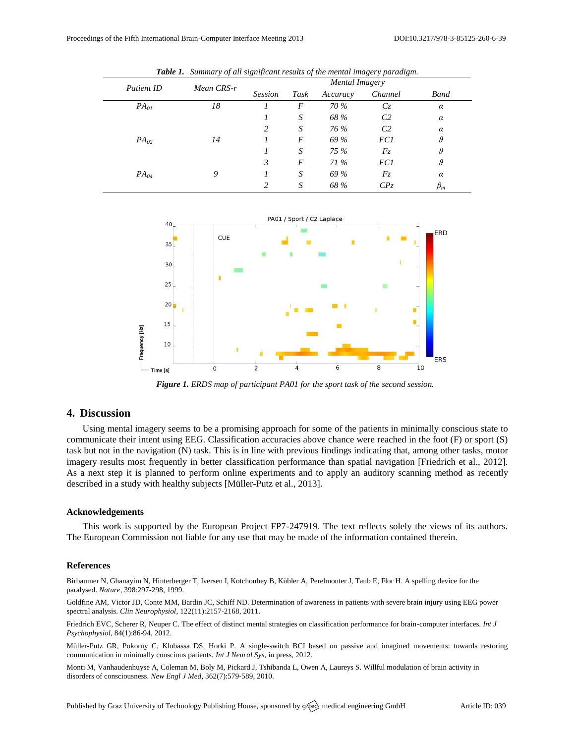***Table 1.*** *Summary of all significant results of the mental imagery paradigm.*

| Patient ID | Mean CRS-r | Mental Imagery | | | | |
|---|---|---|---|---|---|---|
| | | Session | Task | Accuracy | Channel | Band |
| $PA_{01}$ | 18 | 1 | F | 70 % | Cz | $\alpha$ |
| | | 1 | S | 68 % | C2 | $\alpha$ |
| | | 2 | S | 76 % | C2 | $\alpha$ |
| $PA_{02}$ | 14 | 1 | F | 69 % | FC1 | $\vartheta$ |
| | | 1 | S | 75 % | Fz | $\vartheta$ |
| | | 3 | F | 71 % | FC1 | $\vartheta$ |
| $PA_{04}$ | 9 | 1 | S | 69 % | Fz | $\alpha$ |
| | | 2 | S | 68 % | CPz | $\beta_m$ |

PA01 / Sport / C2 Laplace

CUE

ERD

ERS

Frequency [Hz]

Time [s]

40
35
30
25
20
15
10

0
2
4
6
8
10

***Figure 1.*** *ERDS map of participant PA01 for the sport task of the second session.*

## 4. Discussion

Using mental imagery seems to be a promising approach for some of the patients in minimally conscious state to communicate their intent using EEG. Classification accuracies above chance were reached in the foot (F) or sport (S) task but not in the navigation (N) task. This is in line with previous findings indicating that, among other tasks, motor imagery results most frequently in better classification performance than spatial navigation [Friedrich et al., 2012]. As a next step it is planned to perform online experiments and to apply an auditory scanning method as recently described in a study with healthy subjects [Müller-Putz et al., 2013].

### Acknowledgements

This work is supported by the European Project FP7-247919. The text reflects solely the views of its authors. The European Commission not liable for any use that may be made of the information contained therein.

### References

Birbaumer N, Ghanayim N, Hinterberger T, Iversen I, Kotchoubey B, Kübler A, Perelmouter J, Taub E, Flor H. A spelling device for the paralysed. *Nature*, 398:297-298, 1999.

Goldfine AM, Victor JD, Conte MM, Bardin JC, Schiff ND. Determination of awareness in patients with severe brain injury using EEG power spectral analysis. *Clin Neurophysiol*, 122(11):2157-2168, 2011.

Friedrich EVC, Scherer R, Neuper C. The effect of distinct mental strategies on classification performance for brain-computer interfaces. *Int J Psychophysiol*, 84(1):86-94, 2012.

Müller-Putz GR, Pokorny C, Klobassa DS, Horki P. A single-switch BCI based on passive and imagined movements: towards restoring communication in minimally conscious patients. *Int J Neural Sys*, in press, 2012.

Monti M, Vanhaudenhuyse A, Coleman M, Boly M, Pickard J, Tshibanda L, Owen A, Laureys S. Willful modulation of brain activity in disorders of consciousness. *New Engl J Med*, 362(7):579-589, 2010.